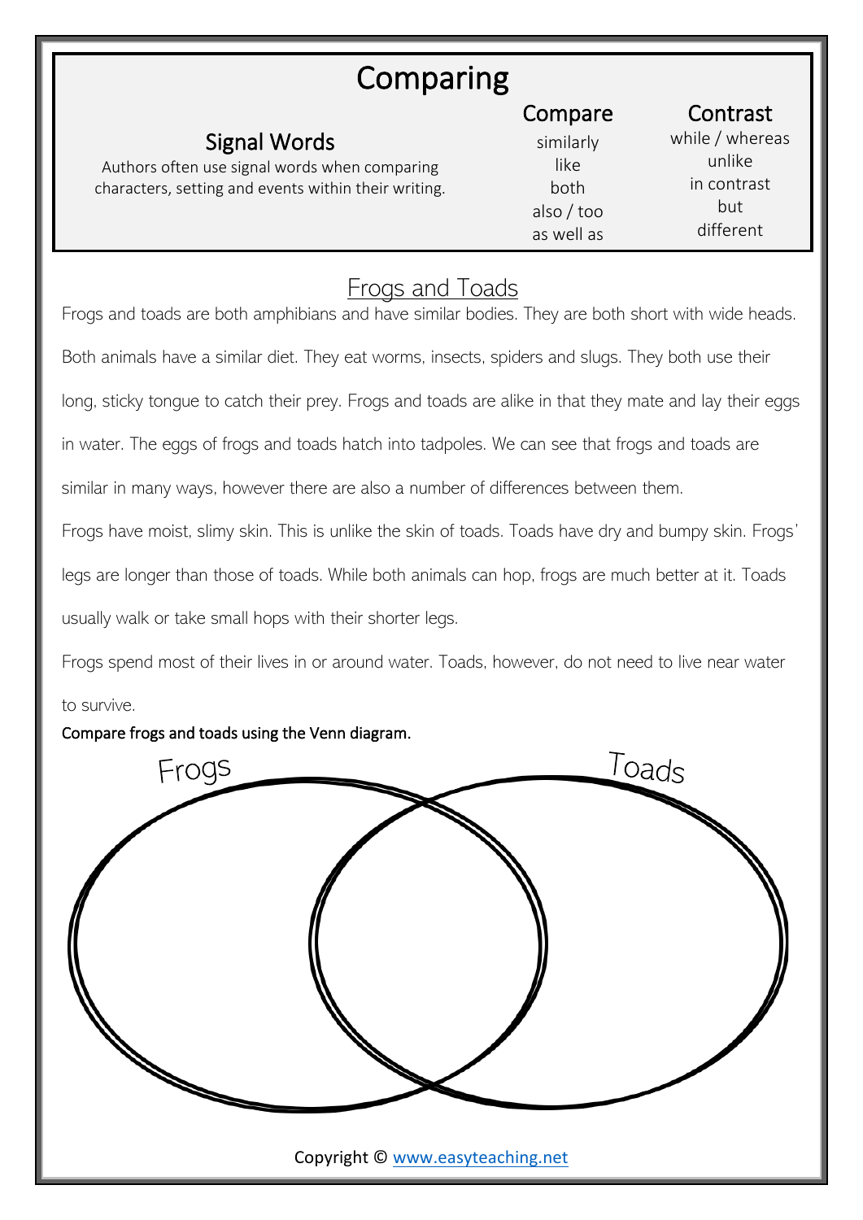# Comparing

## Signal Words

Authors often use signal words when comparing characters, setting and events within their writing.

| Compare | Contrast |
| --- | --- |
| similarly | while / whereas |
| like | unlike |
| both | in contrast |
| also / too | but |
| as well as | different |

## Frogs and Toads

Frogs and toads are both amphibians and have similar bodies. They are both short with wide heads. Both animals have a similar diet. They eat worms, insects, spiders and slugs. They both use their long, sticky tongue to catch their prey. Frogs and toads are alike in that they mate and lay their eggs in water. The eggs of frogs and toads hatch into tadpoles. We can see that frogs and toads are similar in many ways, however there are also a number of differences between them.

Frogs have moist, slimy skin. This is unlike the skin of toads. Toads have dry and bumpy skin. Frogs' legs are longer than those of toads. While both animals can hop, frogs are much better at it. Toads usually walk or take small hops with their shorter legs.

Frogs spend most of their lives in or around water. Toads, however, do not need to live near water to survive.

**Compare frogs and toads using the Venn diagram.**

Frogs

Toads

Copyright © www.easyteaching.net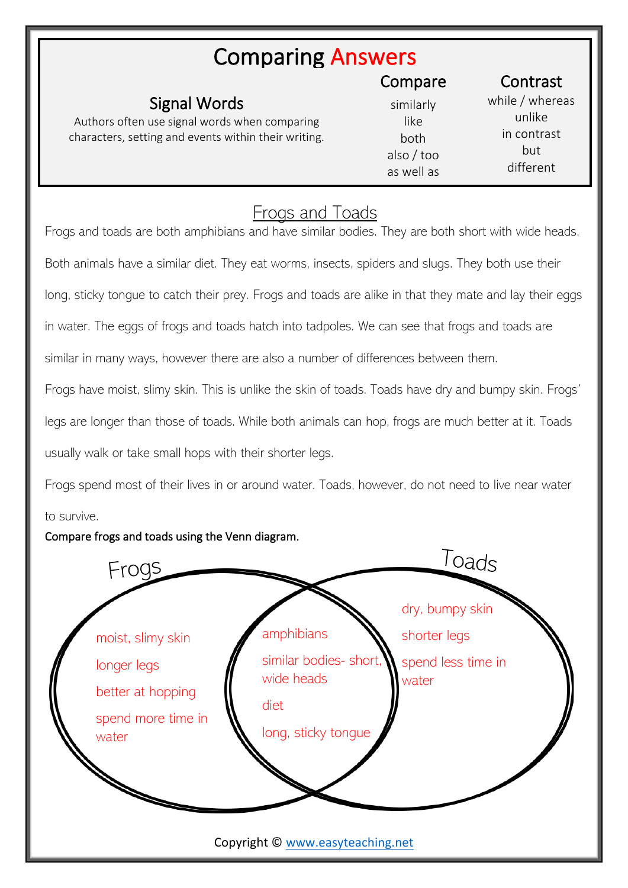# Comparing Answers

## Signal Words

Authors often use signal words when comparing characters, setting and events within their writing.

**Compare**
- similarly
- like
- both
- also / too
- as well as

**Contrast**
- while / whereas
- unlike
- in contrast
- but
- different

## Frogs and Toads

Frogs and toads are both amphibians and have similar bodies. They are both short with wide heads. Both animals have a similar diet. They eat worms, insects, spiders and slugs. They both use their long, sticky tongue to catch their prey. Frogs and toads are alike in that they mate and lay their eggs in water. The eggs of frogs and toads hatch into tadpoles. We can see that frogs and toads are similar in many ways, however there are also a number of differences between them.

Frogs have moist, slimy skin. This is unlike the skin of toads. Toads have dry and bumpy skin. Frogs' legs are longer than those of toads. While both animals can hop, frogs are much better at it. Toads usually walk or take small hops with their shorter legs.

Frogs spend most of their lives in or around water. Toads, however, do not need to live near water to survive.

**Compare frogs and toads using the Venn diagram.**

Frogs

moist, slimy skin

longer legs

better at hopping

spend more time in water

amphibians

similar bodies- short, wide heads

diet

long, sticky tongue

Toads

dry, bumpy skin

shorter legs

spend less time in water

Copyright © www.easyteaching.net